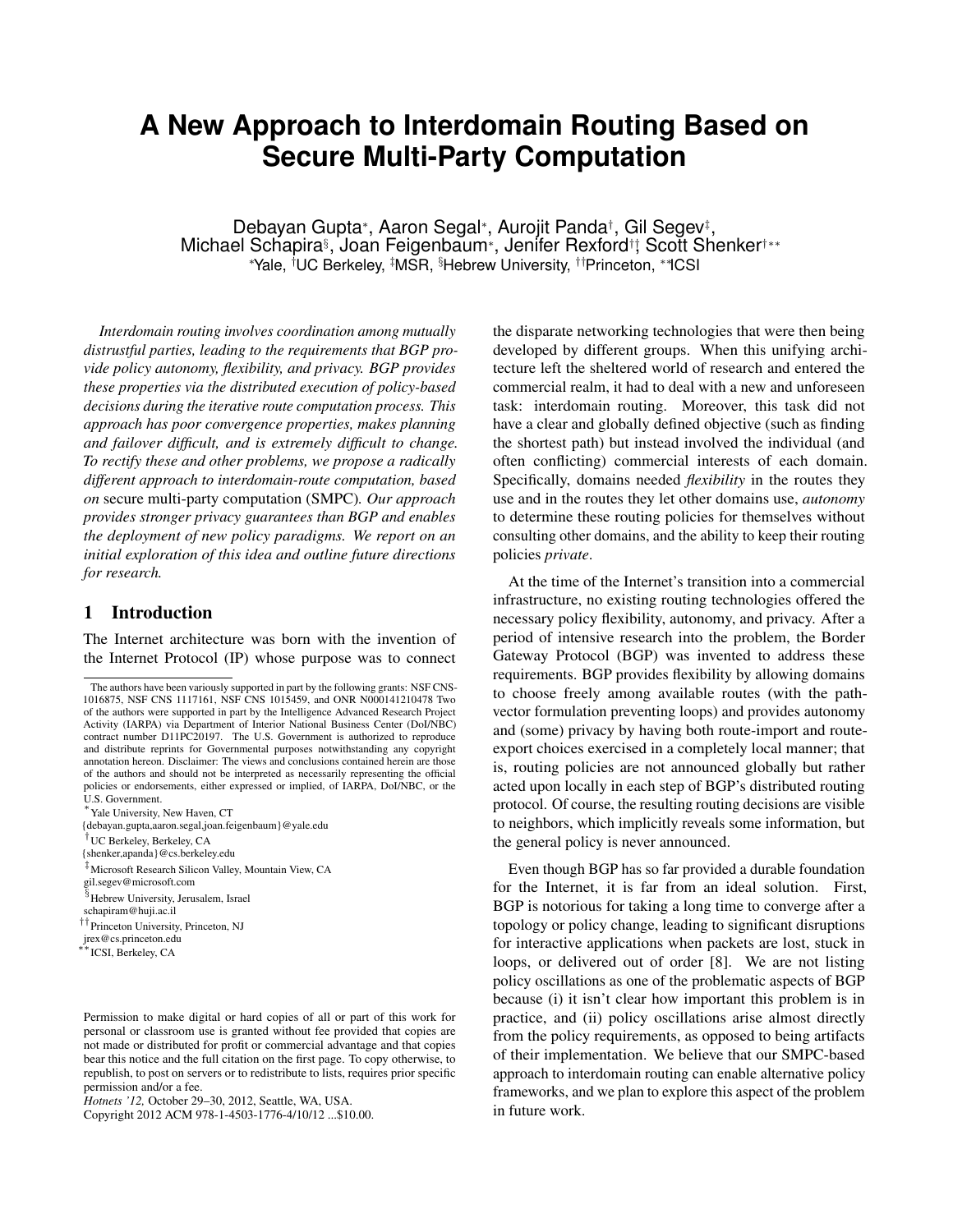# A New Approach to Interdomain Routing Based on Secure Multi-Party Computation

Debayan Gupta*, Aaron Segal*, Aurojit Panda†, Gil Segev‡, Michael Schapira§, Joan Feigenbaum*, Jenifer Rexford††, Scott Shenker†**

*Yale, †UC Berkeley, ‡MSR, §Hebrew University, ††Princeton, **ICSI

*Interdomain routing involves coordination among mutually distrustful parties, leading to the requirements that BGP provide policy autonomy, flexibility, and privacy. BGP provides these properties via the distributed execution of policy-based decisions during the iterative route computation process. This approach has poor convergence properties, makes planning and failover difficult, and is extremely difficult to change. To rectify these and other problems, we propose a radically different approach to interdomain-route computation, based on* secure multi-party computation (SMPC). *Our approach provides stronger privacy guarantees than BGP and enables the deployment of new policy paradigms. We report on an initial exploration of this idea and outline future directions for research.*

## 1 Introduction

The Internet architecture was born with the invention of the Internet Protocol (IP) whose purpose was to connect the disparate networking technologies that were then being developed by different groups. When this unifying architecture left the sheltered world of research and entered the commercial realm, it had to deal with a new and unforeseen task: interdomain routing. Moreover, this task did not have a clear and globally defined objective (such as finding the shortest path) but instead involved the individual (and often conflicting) commercial interests of each domain. Specifically, domains needed *flexibility* in the routes they use and in the routes they let other domains use, *autonomy* to determine these routing policies for themselves without consulting other domains, and the ability to keep their routing policies *private*.

At the time of the Internet's transition into a commercial infrastructure, no existing routing technologies offered the necessary policy flexibility, autonomy, and privacy. After a period of intensive research into the problem, the Border Gateway Protocol (BGP) was invented to address these requirements. BGP provides flexibility by allowing domains to choose freely among available routes (with the path-vector formulation preventing loops) and provides autonomy and (some) privacy by having both route-import and route-export choices exercised in a completely local manner; that is, routing policies are not announced globally but rather acted upon locally in each step of BGP's distributed routing protocol. Of course, the resulting routing decisions are visible to neighbors, which implicitly reveals some information, but the general policy is never announced.

Even though BGP has so far provided a durable foundation for the Internet, it is far from an ideal solution. First, BGP is notorious for taking a long time to converge after a topology or policy change, leading to significant disruptions for interactive applications when packets are lost, stuck in loops, or delivered out of order [8]. We are not listing policy oscillations as one of the problematic aspects of BGP because (i) it isn't clear how important this problem is in practice, and (ii) policy oscillations arise almost directly from the policy requirements, as opposed to being artifacts of their implementation. We believe that our SMPC-based approach to interdomain routing can enable alternative policy frameworks, and we plan to explore this aspect of the problem in future work.

---

The authors have been variously supported in part by the following grants: NSF CNS-1016875, NSF CNS 1117161, NSF CNS 1015459, and ONR N000141210478 Two of the authors were supported in part by the Intelligence Advanced Research Project Activity (IARPA) via Department of Interior National Business Center (DoI/NBC) contract number D11PC20197. The U.S. Government is authorized to reproduce and distribute reprints for Governmental purposes notwithstanding any copyright annotation hereon. Disclaimer: The views and conclusions contained herein are those of the authors and should not be interpreted as necessarily representing the official policies or endorsements, either expressed or implied, of IARPA, DoI/NBC, or the U.S. Government.

*Yale University, New Haven, CT
{debayan.gupta,aaron.segal,joan.feigenbaum}@yale.edu

†UC Berkeley, Berkeley, CA
{shenker,apanda}@cs.berkeley.edu

‡Microsoft Research Silicon Valley, Mountain View, CA
gil.segev@microsoft.com

§Hebrew University, Jerusalem, Israel
schapiram@huji.ac.il

††Princeton University, Princeton, NJ
jrex@cs.princeton.edu

**ICSI, Berkeley, CA

Permission to make digital or hard copies of all or part of this work for personal or classroom use is granted without fee provided that copies are not made or distributed for profit or commercial advantage and that copies bear this notice and the full citation on the first page. To copy otherwise, to republish, to post on servers or to redistribute to lists, requires prior specific permission and/or a fee.
*Hotnets '12,* October 29–30, 2012, Seattle, WA, USA.
Copyright 2012 ACM 978-1-4503-1776-4/10/12 ...$10.00.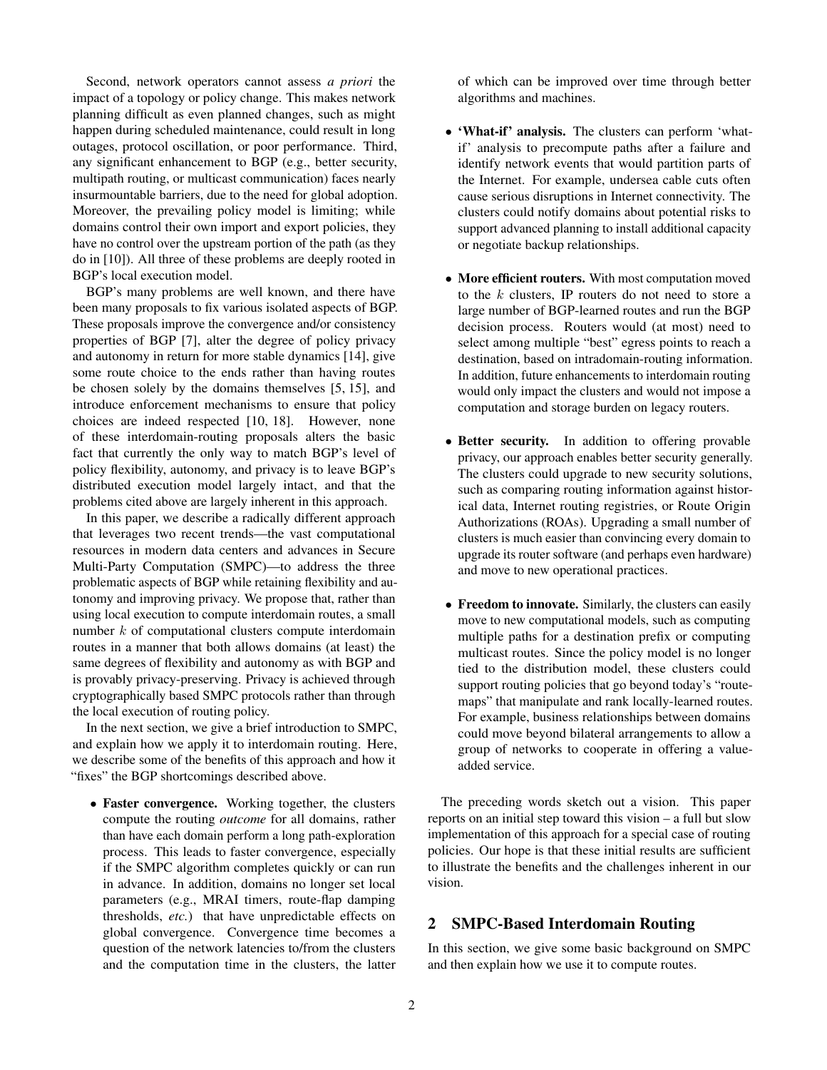Second, network operators cannot assess *a priori* the impact of a topology or policy change. This makes network planning difficult as even planned changes, such as might happen during scheduled maintenance, could result in long outages, protocol oscillation, or poor performance. Third, any significant enhancement to BGP (e.g., better security, multipath routing, or multicast communication) faces nearly insurmountable barriers, due to the need for global adoption. Moreover, the prevailing policy model is limiting; while domains control their own import and export policies, they have no control over the upstream portion of the path (as they do in [10]). All three of these problems are deeply rooted in BGP's local execution model.

BGP's many problems are well known, and there have been many proposals to fix various isolated aspects of BGP. These proposals improve the convergence and/or consistency properties of BGP [7], alter the degree of policy privacy and autonomy in return for more stable dynamics [14], give some route choice to the ends rather than having routes be chosen solely by the domains themselves [5, 15], and introduce enforcement mechanisms to ensure that policy choices are indeed respected [10, 18]. However, none of these interdomain-routing proposals alters the basic fact that currently the only way to match BGP's level of policy flexibility, autonomy, and privacy is to leave BGP's distributed execution model largely intact, and that the problems cited above are largely inherent in this approach.

In this paper, we describe a radically different approach that leverages two recent trends—the vast computational resources in modern data centers and advances in Secure Multi-Party Computation (SMPC)—to address the three problematic aspects of BGP while retaining flexibility and autonomy and improving privacy. We propose that, rather than using local execution to compute interdomain routes, a small number $k$ of computational clusters compute interdomain routes in a manner that both allows domains (at least) the same degrees of flexibility and autonomy as with BGP and is provably privacy-preserving. Privacy is achieved through cryptographically based SMPC protocols rather than through the local execution of routing policy.

In the next section, we give a brief introduction to SMPC, and explain how we apply it to interdomain routing. Here, we describe some of the benefits of this approach and how it "fixes" the BGP shortcomings described above.

- **Faster convergence.** Working together, the clusters compute the routing *outcome* for all domains, rather than have each domain perform a long path-exploration process. This leads to faster convergence, especially if the SMPC algorithm completes quickly or can run in advance. In addition, domains no longer set local parameters (e.g., MRAI timers, route-flap damping thresholds, *etc.*) that have unpredictable effects on global convergence. Convergence time becomes a question of the network latencies to/from the clusters and the computation time in the clusters, the latter of which can be improved over time through better algorithms and machines.

- **'What-if' analysis.** The clusters can perform 'what-if' analysis to precompute paths after a failure and identify network events that would partition parts of the Internet. For example, undersea cable cuts often cause serious disruptions in Internet connectivity. The clusters could notify domains about potential risks to support advanced planning to install additional capacity or negotiate backup relationships.

- **More efficient routers.** With most computation moved to the $k$ clusters, IP routers do not need to store a large number of BGP-learned routes and run the BGP decision process. Routers would (at most) need to select among multiple "best" egress points to reach a destination, based on intradomain-routing information. In addition, future enhancements to interdomain routing would only impact the clusters and would not impose a computation and storage burden on legacy routers.

- **Better security.** In addition to offering provable privacy, our approach enables better security generally. The clusters could upgrade to new security solutions, such as comparing routing information against historical data, Internet routing registries, or Route Origin Authorizations (ROAs). Upgrading a small number of clusters is much easier than convincing every domain to upgrade its router software (and perhaps even hardware) and move to new operational practices.

- **Freedom to innovate.** Similarly, the clusters can easily move to new computational models, such as computing multiple paths for a destination prefix or computing multicast routes. Since the policy model is no longer tied to the distribution model, these clusters could support routing policies that go beyond today's "route-maps" that manipulate and rank locally-learned routes. For example, business relationships between domains could move beyond bilateral arrangements to allow a group of networks to cooperate in offering a value-added service.

The preceding words sketch out a vision. This paper reports on an initial step toward this vision – a full but slow implementation of this approach for a special case of routing policies. Our hope is that these initial results are sufficient to illustrate the benefits and the challenges inherent in our vision.

## 2 SMPC-Based Interdomain Routing

In this section, we give some basic background on SMPC and then explain how we use it to compute routes.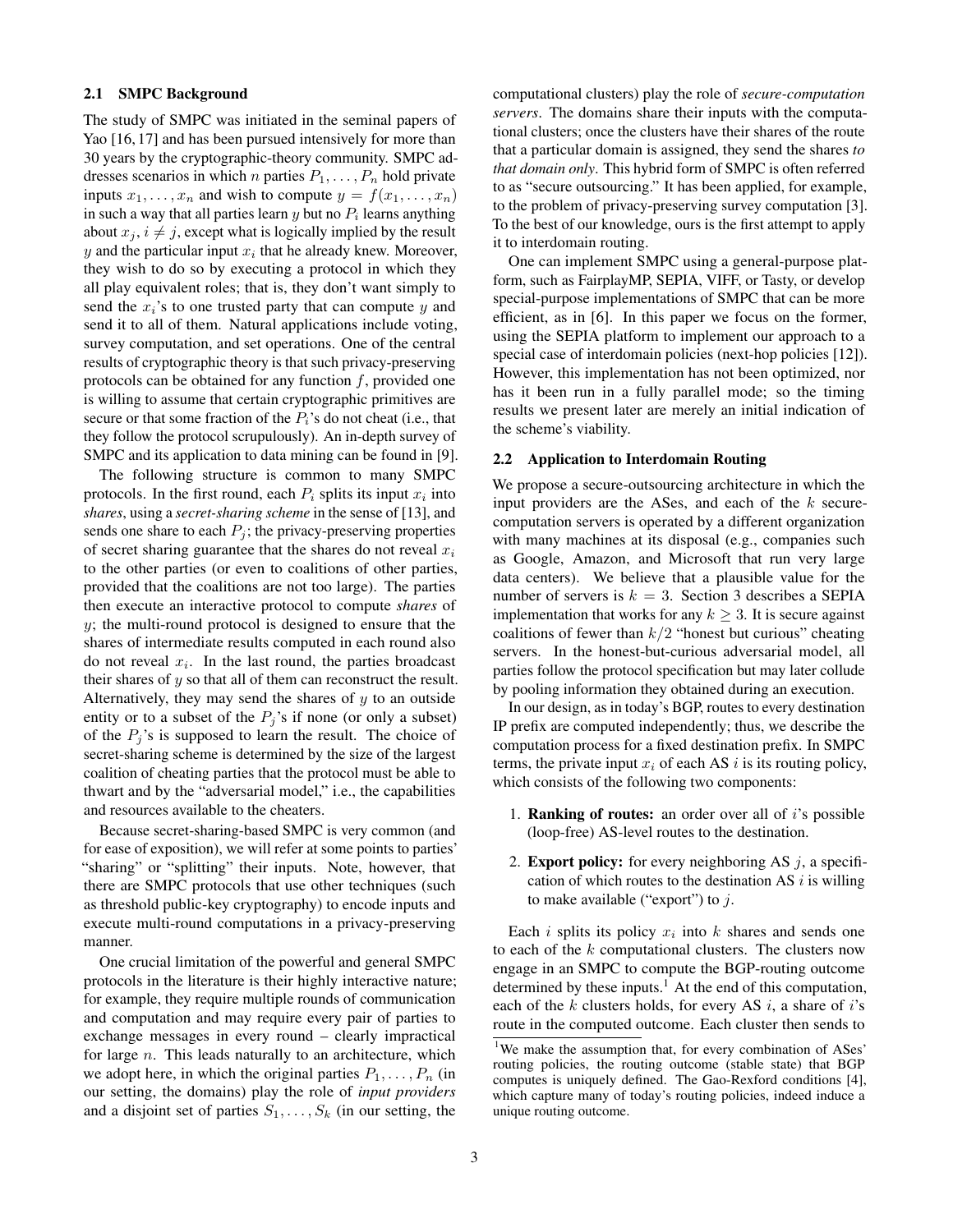### 2.1 SMPC Background

The study of SMPC was initiated in the seminal papers of Yao [16, 17] and has been pursued intensively for more than 30 years by the cryptographic-theory community. SMPC addresses scenarios in which $n$ parties $P_1, \ldots, P_n$ hold private inputs $x_1, \ldots, x_n$ and wish to compute $y = f(x_1, \ldots, x_n)$ in such a way that all parties learn $y$ but no $P_i$ learns anything about $x_j$, $i \neq j$, except what is logically implied by the result $y$ and the particular input $x_i$ that he already knew. Moreover, they wish to do so by executing a protocol in which they all play equivalent roles; that is, they don't want simply to send the $x_i$'s to one trusted party that can compute $y$ and send it to all of them. Natural applications include voting, survey computation, and set operations. One of the central results of cryptographic theory is that such privacy-preserving protocols can be obtained for any function $f$, provided one is willing to assume that certain cryptographic primitives are secure or that some fraction of the $P_i$'s do not cheat (i.e., that they follow the protocol scrupulously). An in-depth survey of SMPC and its application to data mining can be found in [9].

The following structure is common to many SMPC protocols. In the first round, each $P_i$ splits its input $x_i$ into *shares*, using a *secret-sharing scheme* in the sense of [13], and sends one share to each $P_j$; the privacy-preserving properties of secret sharing guarantee that the shares do not reveal $x_i$ to the other parties (or even to coalitions of other parties, provided that the coalitions are not too large). The parties then execute an interactive protocol to compute *shares* of $y$; the multi-round protocol is designed to ensure that the shares of intermediate results computed in each round also do not reveal $x_i$. In the last round, the parties broadcast their shares of $y$ so that all of them can reconstruct the result. Alternatively, they may send the shares of $y$ to an outside entity or to a subset of the $P_j$'s if none (or only a subset) of the $P_j$'s is supposed to learn the result. The choice of secret-sharing scheme is determined by the size of the largest coalition of cheating parties that the protocol must be able to thwart and by the "adversarial model," i.e., the capabilities and resources available to the cheaters.

Because secret-sharing-based SMPC is very common (and for ease of exposition), we will refer at some points to parties' "sharing" or "splitting" their inputs. Note, however, that there are SMPC protocols that use other techniques (such as threshold public-key cryptography) to encode inputs and execute multi-round computations in a privacy-preserving manner.

One crucial limitation of the powerful and general SMPC protocols in the literature is their highly interactive nature; for example, they require multiple rounds of communication and computation and may require every pair of parties to exchange messages in every round – clearly impractical for large $n$. This leads naturally to an architecture, which we adopt here, in which the original parties $P_1, \ldots, P_n$ (in our setting, the domains) play the role of *input providers* and a disjoint set of parties $S_1, \ldots, S_k$ (in our setting, the computational clusters) play the role of *secure-computation servers*. The domains share their inputs with the computational clusters; once the clusters have their shares of the route that a particular domain is assigned, they send the shares *to that domain only*. This hybrid form of SMPC is often referred to as "secure outsourcing." It has been applied, for example, to the problem of privacy-preserving survey computation [3]. To the best of our knowledge, ours is the first attempt to apply it to interdomain routing.

One can implement SMPC using a general-purpose platform, such as FairplayMP, SEPIA, VIFF, or Tasty, or develop special-purpose implementations of SMPC that can be more efficient, as in [6]. In this paper we focus on the former, using the SEPIA platform to implement our approach to a special case of interdomain policies (next-hop policies [12]). However, this implementation has not been optimized, nor has it been run in a fully parallel mode; so the timing results we present later are merely an initial indication of the scheme's viability.

### 2.2 Application to Interdomain Routing

We propose a secure-outsourcing architecture in which the input providers are the ASes, and each of the $k$ secure-computation servers is operated by a different organization with many machines at its disposal (e.g., companies such as Google, Amazon, and Microsoft that run very large data centers). We believe that a plausible value for the number of servers is $k = 3$. Section 3 describes a SEPIA implementation that works for any $k \geq 3$. It is secure against coalitions of fewer than $k/2$ "honest but curious" cheating servers. In the honest-but-curious adversarial model, all parties follow the protocol specification but may later collude by pooling information they obtained during an execution.

In our design, as in today's BGP, routes to every destination IP prefix are computed independently; thus, we describe the computation process for a fixed destination prefix. In SMPC terms, the private input $x_i$ of each AS $i$ is its routing policy, which consists of the following two components:

1. **Ranking of routes:** an order over all of $i$'s possible (loop-free) AS-level routes to the destination.
2. **Export policy:** for every neighboring AS $j$, a specification of which routes to the destination AS $i$ is willing to make available ("export") to $j$.

Each $i$ splits its policy $x_i$ into $k$ shares and sends one to each of the $k$ computational clusters. The clusters now engage in an SMPC to compute the BGP-routing outcome determined by these inputs.[1] At the end of this computation, each of the $k$ clusters holds, for every AS $i$, a share of $i$'s route in the computed outcome. Each cluster then sends to

[1] We make the assumption that, for every combination of ASes' routing policies, the routing outcome (stable state) that BGP computes is uniquely defined. The Gao-Rexford conditions [4], which capture many of today's routing policies, indeed induce a unique routing outcome.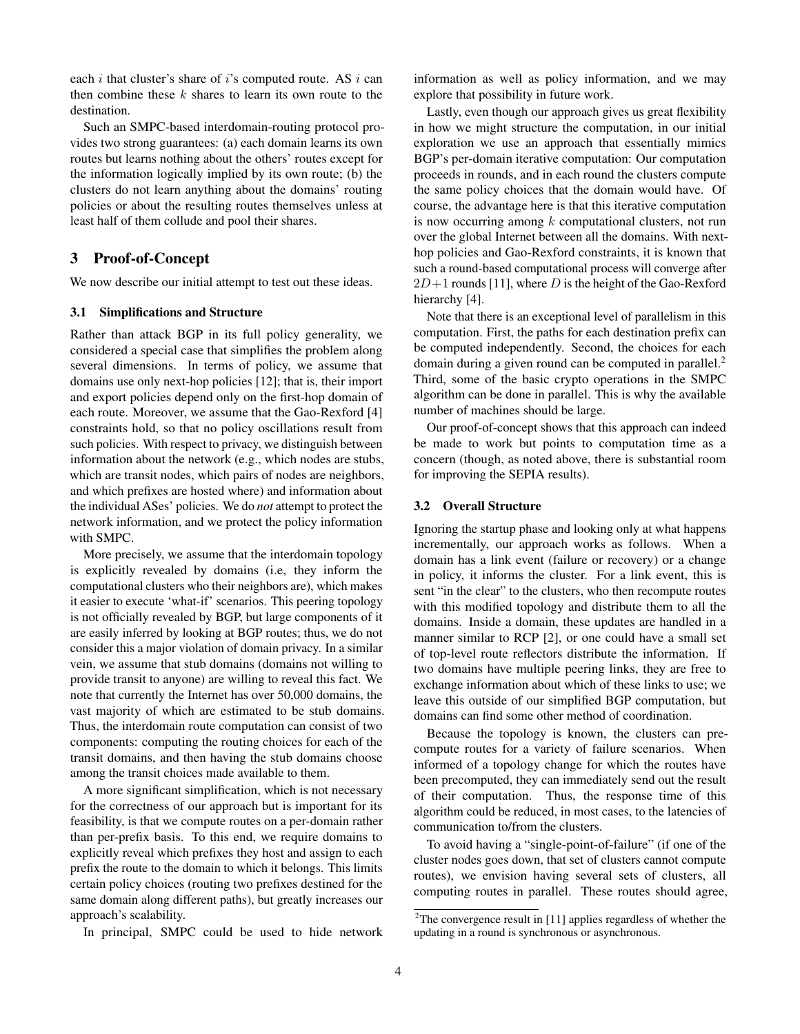each $i$ that cluster's share of $i$'s computed route. AS $i$ can then combine these $k$ shares to learn its own route to the destination.

Such an SMPC-based interdomain-routing protocol provides two strong guarantees: (a) each domain learns its own routes but learns nothing about the others' routes except for the information logically implied by its own route; (b) the clusters do not learn anything about the domains' routing policies or about the resulting routes themselves unless at least half of them collude and pool their shares.

## 3 Proof-of-Concept

We now describe our initial attempt to test out these ideas.

### 3.1 Simplifications and Structure

Rather than attack BGP in its full policy generality, we considered a special case that simplifies the problem along several dimensions. In terms of policy, we assume that domains use only next-hop policies [12]; that is, their import and export policies depend only on the first-hop domain of each route. Moreover, we assume that the Gao-Rexford [4] constraints hold, so that no policy oscillations result from such policies. With respect to privacy, we distinguish between information about the network (e.g., which nodes are stubs, which are transit nodes, which pairs of nodes are neighbors, and which prefixes are hosted where) and information about the individual ASes' policies. We do *not* attempt to protect the network information, and we protect the policy information with SMPC.

More precisely, we assume that the interdomain topology is explicitly revealed by domains (i.e, they inform the computational clusters who their neighbors are), which makes it easier to execute 'what-if' scenarios. This peering topology is not officially revealed by BGP, but large components of it are easily inferred by looking at BGP routes; thus, we do not consider this a major violation of domain privacy. In a similar vein, we assume that stub domains (domains not willing to provide transit to anyone) are willing to reveal this fact. We note that currently the Internet has over 50,000 domains, the vast majority of which are estimated to be stub domains. Thus, the interdomain route computation can consist of two components: computing the routing choices for each of the transit domains, and then having the stub domains choose among the transit choices made available to them.

A more significant simplification, which is not necessary for the correctness of our approach but is important for its feasibility, is that we compute routes on a per-domain rather than per-prefix basis. To this end, we require domains to explicitly reveal which prefixes they host and assign to each prefix the route to the domain to which it belongs. This limits certain policy choices (routing two prefixes destined for the same domain along different paths), but greatly increases our approach's scalability.

In principal, SMPC could be used to hide network information as well as policy information, and we may explore that possibility in future work.

Lastly, even though our approach gives us great flexibility in how we might structure the computation, in our initial exploration we use an approach that essentially mimics BGP's per-domain iterative computation: Our computation proceeds in rounds, and in each round the clusters compute the same policy choices that the domain would have. Of course, the advantage here is that this iterative computation is now occurring among $k$ computational clusters, not run over the global Internet between all the domains. With next-hop policies and Gao-Rexford constraints, it is known that such a round-based computational process will converge after $2D+1$ rounds [11], where $D$ is the height of the Gao-Rexford hierarchy [4].

Note that there is an exceptional level of parallelism in this computation. First, the paths for each destination prefix can be computed independently. Second, the choices for each domain during a given round can be computed in parallel.[2] Third, some of the basic crypto operations in the SMPC algorithm can be done in parallel. This is why the available number of machines should be large.

Our proof-of-concept shows that this approach can indeed be made to work but points to computation time as a concern (though, as noted above, there is substantial room for improving the SEPIA results).

### 3.2 Overall Structure

Ignoring the startup phase and looking only at what happens incrementally, our approach works as follows. When a domain has a link event (failure or recovery) or a change in policy, it informs the cluster. For a link event, this is sent "in the clear" to the clusters, who then recompute routes with this modified topology and distribute them to all the domains. Inside a domain, these updates are handled in a manner similar to RCP [2], or one could have a small set of top-level route reflectors distribute the information. If two domains have multiple peering links, they are free to exchange information about which of these links to use; we leave this outside of our simplified BGP computation, but domains can find some other method of coordination.

Because the topology is known, the clusters can precompute routes for a variety of failure scenarios. When informed of a topology change for which the routes have been precomputed, they can immediately send out the result of their computation. Thus, the response time of this algorithm could be reduced, in most cases, to the latencies of communication to/from the clusters.

To avoid having a "single-point-of-failure" (if one of the cluster nodes goes down, that set of clusters cannot compute routes), we envision having several sets of clusters, all computing routes in parallel. These routes should agree,

[2] The convergence result in [11] applies regardless of whether the updating in a round is synchronous or asynchronous.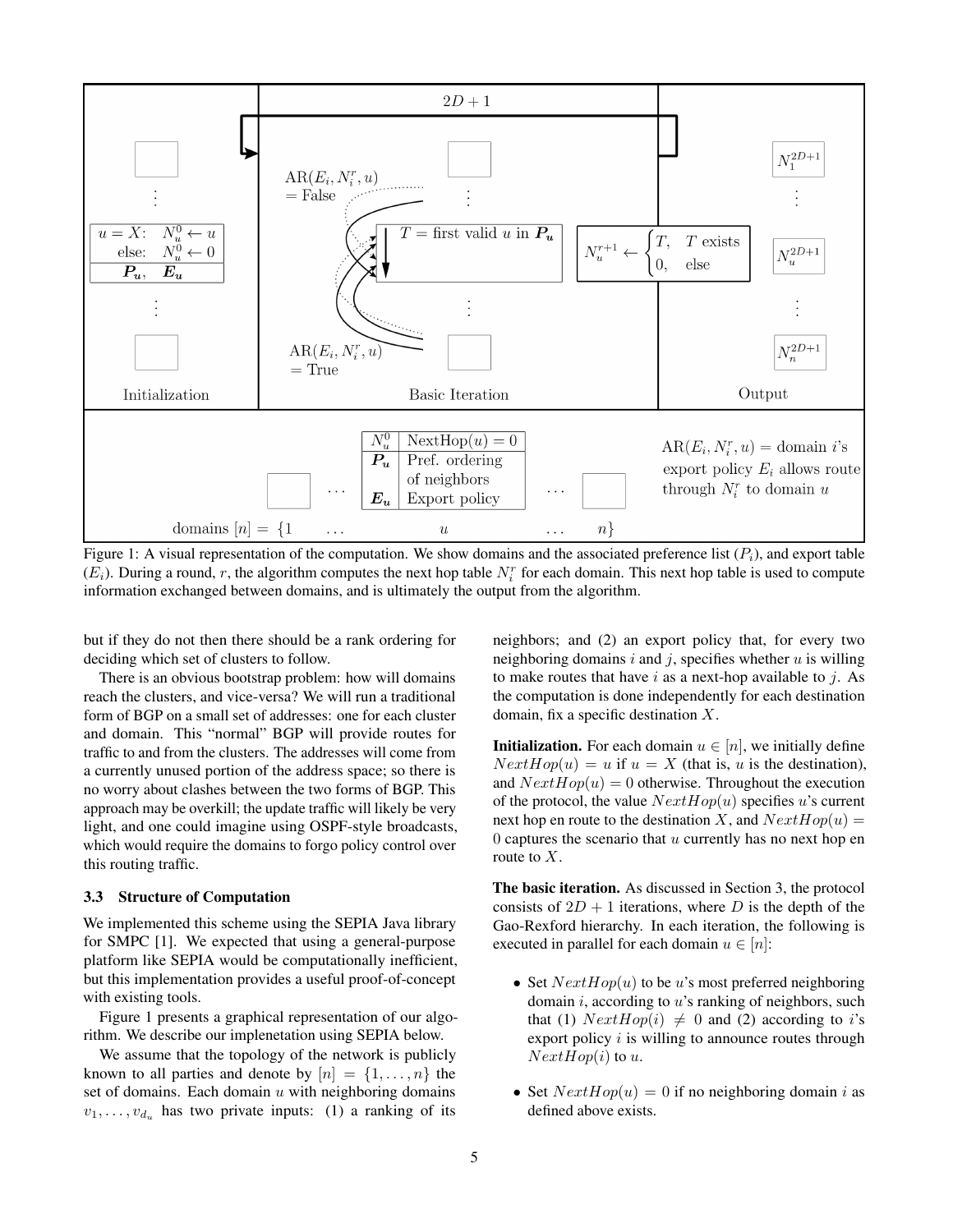Figure 1: A visual representation of the computation. We show domains and the associated preference list ($P_i$), and export table ($E_i$). During a round, $r$, the algorithm computes the next hop table $N_i^r$ for each domain. This next hop table is used to compute information exchanged between domains, and is ultimately the output from the algorithm.

but if they do not then there should be a rank ordering for deciding which set of clusters to follow.

There is an obvious bootstrap problem: how will domains reach the clusters, and vice-versa? We will run a traditional form of BGP on a small set of addresses: one for each cluster and domain. This "normal" BGP will provide routes for traffic to and from the clusters. The addresses will come from a currently unused portion of the address space; so there is no worry about clashes between the two forms of BGP. This approach may be overkill; the update traffic will likely be very light, and one could imagine using OSPF-style broadcasts, which would require the domains to forgo policy control over this routing traffic.

### 3.3 Structure of Computation

We implemented this scheme using the SEPIA Java library for SMPC [1]. We expected that using a general-purpose platform like SEPIA would be computationally inefficient, but this implementation provides a useful proof-of-concept with existing tools.

Figure 1 presents a graphical representation of our algorithm. We describe our implenetation using SEPIA below.

We assume that the topology of the network is publicly known to all parties and denote by $[n] = \{1, \ldots, n\}$ the set of domains. Each domain $u$ with neighboring domains $v_1, \ldots, v_{d_u}$ has two private inputs: (1) a ranking of its neighbors; and (2) an export policy that, for every two neighboring domains $i$ and $j$, specifies whether $u$ is willing to make routes that have $i$ as a next-hop available to $j$. As the computation is done independently for each destination domain, fix a specific destination $X$.

**Initialization.** For each domain $u \in [n]$, we initially define $NextHop(u) = u$ if $u = X$ (that is, $u$ is the destination), and $NextHop(u) = 0$ otherwise. Throughout the execution of the protocol, the value $NextHop(u)$ specifies $u$'s current next hop en route to the destination $X$, and $NextHop(u) = 0$ captures the scenario that $u$ currently has no next hop en route to $X$.

**The basic iteration.** As discussed in Section 3, the protocol consists of $2D + 1$ iterations, where $D$ is the depth of the Gao-Rexford hierarchy. In each iteration, the following is executed in parallel for each domain $u \in [n]$:

- Set $NextHop(u)$ to be $u$'s most preferred neighboring domain $i$, according to $u$'s ranking of neighbors, such that (1) $NextHop(i) \neq 0$ and (2) according to $i$'s export policy $i$ is willing to announce routes through $NextHop(i)$ to $u$.
- Set $NextHop(u) = 0$ if no neighboring domain $i$ as defined above exists.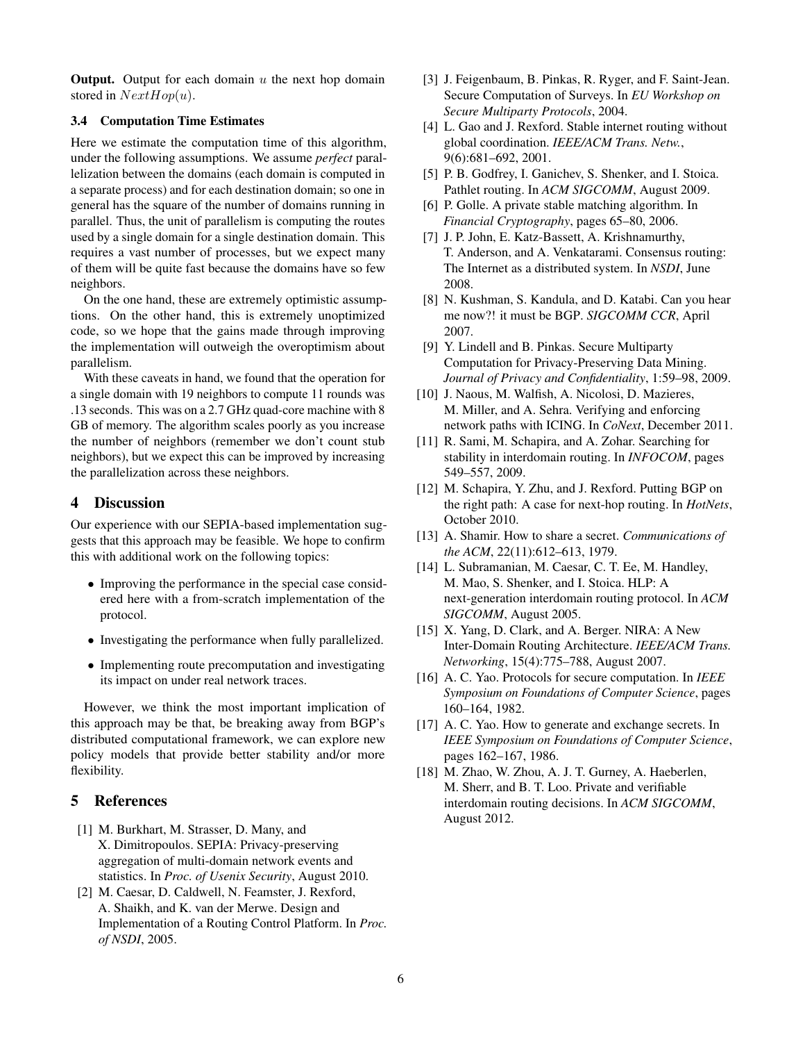**Output.** Output for each domain $u$ the next hop domain stored in $NextHop(u)$.

### 3.4 Computation Time Estimates

Here we estimate the computation time of this algorithm, under the following assumptions. We assume *perfect* parallelization between the domains (each domain is computed in a separate process) and for each destination domain; so one in general has the square of the number of domains running in parallel. Thus, the unit of parallelism is computing the routes used by a single domain for a single destination domain. This requires a vast number of processes, but we expect many of them will be quite fast because the domains have so few neighbors.

On the one hand, these are extremely optimistic assumptions. On the other hand, this is extremely unoptimized code, so we hope that the gains made through improving the implementation will outweigh the overoptimism about parallelism.

With these caveats in hand, we found that the operation for a single domain with 19 neighbors to compute 11 rounds was .13 seconds. This was on a 2.7 GHz quad-core machine with 8 GB of memory. The algorithm scales poorly as you increase the number of neighbors (remember we don't count stub neighbors), but we expect this can be improved by increasing the parallelization across these neighbors.

## 4 Discussion

Our experience with our SEPIA-based implementation suggests that this approach may be feasible. We hope to confirm this with additional work on the following topics:

- Improving the performance in the special case considered here with a from-scratch implementation of the protocol.
- Investigating the performance when fully parallelized.
- Implementing route precomputation and investigating its impact on under real network traces.

However, we think the most important implication of this approach may be that, be breaking away from BGP's distributed computational framework, we can explore new policy models that provide better stability and/or more flexibility.

## 5 References

[1] M. Burkhart, M. Strasser, D. Many, and X. Dimitropoulos. SEPIA: Privacy-preserving aggregation of multi-domain network events and statistics. In *Proc. of Usenix Security*, August 2010.

[2] M. Caesar, D. Caldwell, N. Feamster, J. Rexford, A. Shaikh, and K. van der Merwe. Design and Implementation of a Routing Control Platform. In *Proc. of NSDI*, 2005.

[3] J. Feigenbaum, B. Pinkas, R. Ryger, and F. Saint-Jean. Secure Computation of Surveys. In *EU Workshop on Secure Multiparty Protocols*, 2004.

[4] L. Gao and J. Rexford. Stable internet routing without global coordination. *IEEE/ACM Trans. Netw.*, 9(6):681–692, 2001.

[5] P. B. Godfrey, I. Ganichev, S. Shenker, and I. Stoica. Pathlet routing. In *ACM SIGCOMM*, August 2009.

[6] P. Golle. A private stable matching algorithm. In *Financial Cryptography*, pages 65–80, 2006.

[7] J. P. John, E. Katz-Bassett, A. Krishnamurthy, T. Anderson, and A. Venkatarami. Consensus routing: The Internet as a distributed system. In *NSDI*, June 2008.

[8] N. Kushman, S. Kandula, and D. Katabi. Can you hear me now?! it must be BGP. *SIGCOMM CCR*, April 2007.

[9] Y. Lindell and B. Pinkas. Secure Multiparty Computation for Privacy-Preserving Data Mining. *Journal of Privacy and Confidentiality*, 1:59–98, 2009.

[10] J. Naous, M. Walfish, A. Nicolosi, D. Mazieres, M. Miller, and A. Sehra. Verifying and enforcing network paths with ICING. In *CoNext*, December 2011.

[11] R. Sami, M. Schapira, and A. Zohar. Searching for stability in interdomain routing. In *INFOCOM*, pages 549–557, 2009.

[12] M. Schapira, Y. Zhu, and J. Rexford. Putting BGP on the right path: A case for next-hop routing. In *HotNets*, October 2010.

[13] A. Shamir. How to share a secret. *Communications of the ACM*, 22(11):612–613, 1979.

[14] L. Subramanian, M. Caesar, C. T. Ee, M. Handley, M. Mao, S. Shenker, and I. Stoica. HLP: A next-generation interdomain routing protocol. In *ACM SIGCOMM*, August 2005.

[15] X. Yang, D. Clark, and A. Berger. NIRA: A New Inter-Domain Routing Architecture. *IEEE/ACM Trans. Networking*, 15(4):775–788, August 2007.

[16] A. C. Yao. Protocols for secure computation. In *IEEE Symposium on Foundations of Computer Science*, pages 160–164, 1982.

[17] A. C. Yao. How to generate and exchange secrets. In *IEEE Symposium on Foundations of Computer Science*, pages 162–167, 1986.

[18] M. Zhao, W. Zhou, A. J. T. Gurney, A. Haeberlen, M. Sherr, and B. T. Loo. Private and verifiable interdomain routing decisions. In *ACM SIGCOMM*, August 2012.